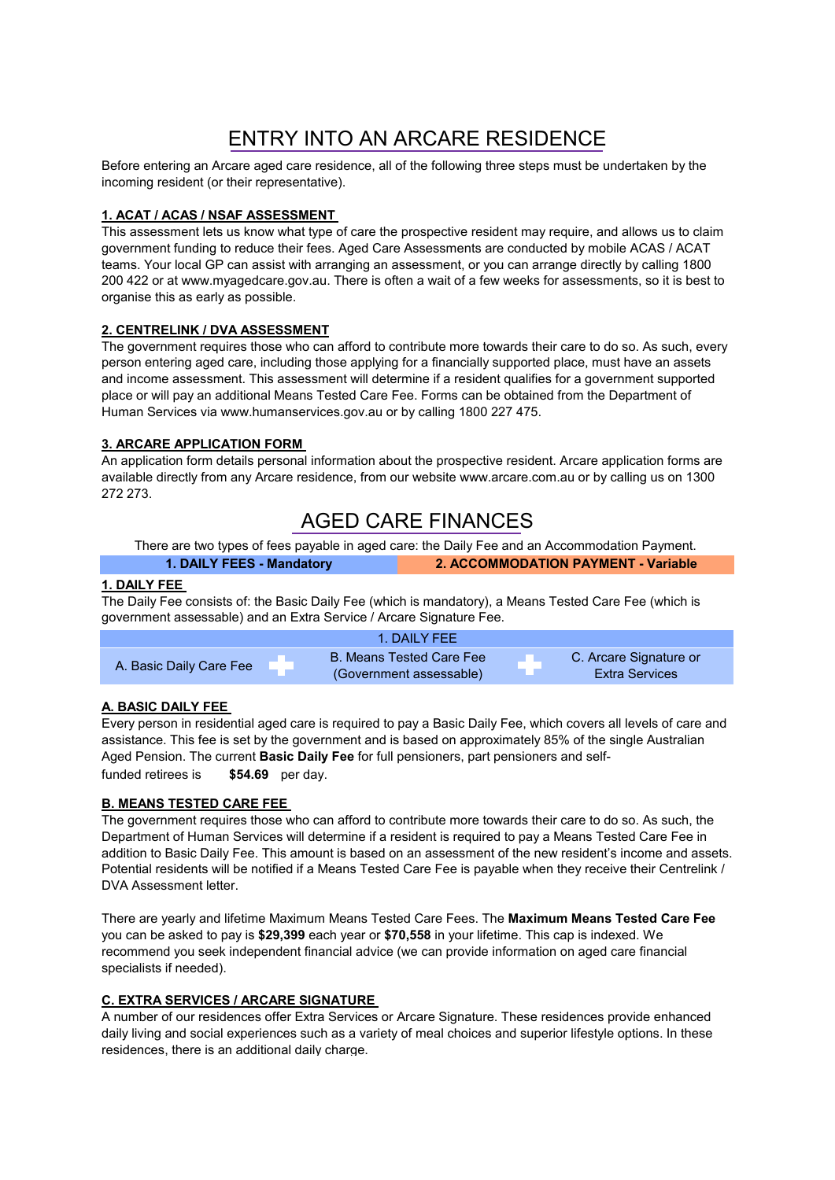# ENTRY INTO AN ARCARE RESIDENCE

Before entering an Arcare aged care residence, all of the following three steps must be undertaken by the incoming resident (or their representative).

### 1. ACAT / ACAS / NSAF ASSESSMENT

This assessment lets us know what type of care the prospective resident may require, and allows us to claim government funding to reduce their fees. Aged Care Assessments are conducted by mobile ACAS / ACAT teams. Your local GP can assist with arranging an assessment, or you can arrange directly by calling 1800 200 422 or at www.myagedcare.gov.au. There is often a wait of a few weeks for assessments, so it is best to organise this as early as possible.

### 2. CENTRELINK / DVA ASSESSMENT

The government requires those who can afford to contribute more towards their care to do so. As such, every person entering aged care, including those applying for a financially supported place, must have an assets and income assessment. This assessment will determine if a resident qualifies for a government supported place or will pay an additional Means Tested Care Fee. Forms can be obtained from the Department of Human Services via www.humanservices.gov.au or by calling 1800 227 475.

### 3. ARCARE APPLICATION FORM

An application form details personal information about the prospective resident. Arcare application forms are available directly from any Arcare residence, from our website www.arcare.com.au or by calling us on 1300 272 273.

# AGED CARE FINANCES

There are two types of fees payable in aged care: the Daily Fee and an Accommodation Payment.

| 1. DAILY FEES - Mandatory | 2. ACCOMMODATION PAYMENT - Variable |
|---|---|

### 1. DAILY FEE

The Daily Fee consists of: the Basic Daily Fee (which is mandatory), a Means Tested Care Fee (which is government assessable) and an Extra Service / Arcare Signature Fee.

| 1. DAILY FEE | | | | |
|---|---|---|---|---|
| A. Basic Daily Care Fee | + | B. Means Tested Care Fee (Government assessable) | + | C. Arcare Signature or Extra Services |

### A. BASIC DAILY FEE

Every person in residential aged care is required to pay a Basic Daily Fee, which covers all levels of care and assistance. This fee is set by the government and is based on approximately 85% of the single Australian Aged Pension. The current **Basic Daily Fee** for full pensioners, part pensioners and self-funded retirees is **$54.69** per day.

### B. MEANS TESTED CARE FEE

The government requires those who can afford to contribute more towards their care to do so. As such, the Department of Human Services will determine if a resident is required to pay a Means Tested Care Fee in addition to Basic Daily Fee. This amount is based on an assessment of the new resident's income and assets. Potential residents will be notified if a Means Tested Care Fee is payable when they receive their Centrelink / DVA Assessment letter.

There are yearly and lifetime Maximum Means Tested Care Fees. The **Maximum Means Tested Care Fee** you can be asked to pay is **$29,399** each year or **$70,558** in your lifetime. This cap is indexed. We recommend you seek independent financial advice (we can provide information on aged care financial specialists if needed).

### C. EXTRA SERVICES / ARCARE SIGNATURE

A number of our residences offer Extra Services or Arcare Signature. These residences provide enhanced daily living and social experiences such as a variety of meal choices and superior lifestyle options. In these residences, there is an additional daily charge.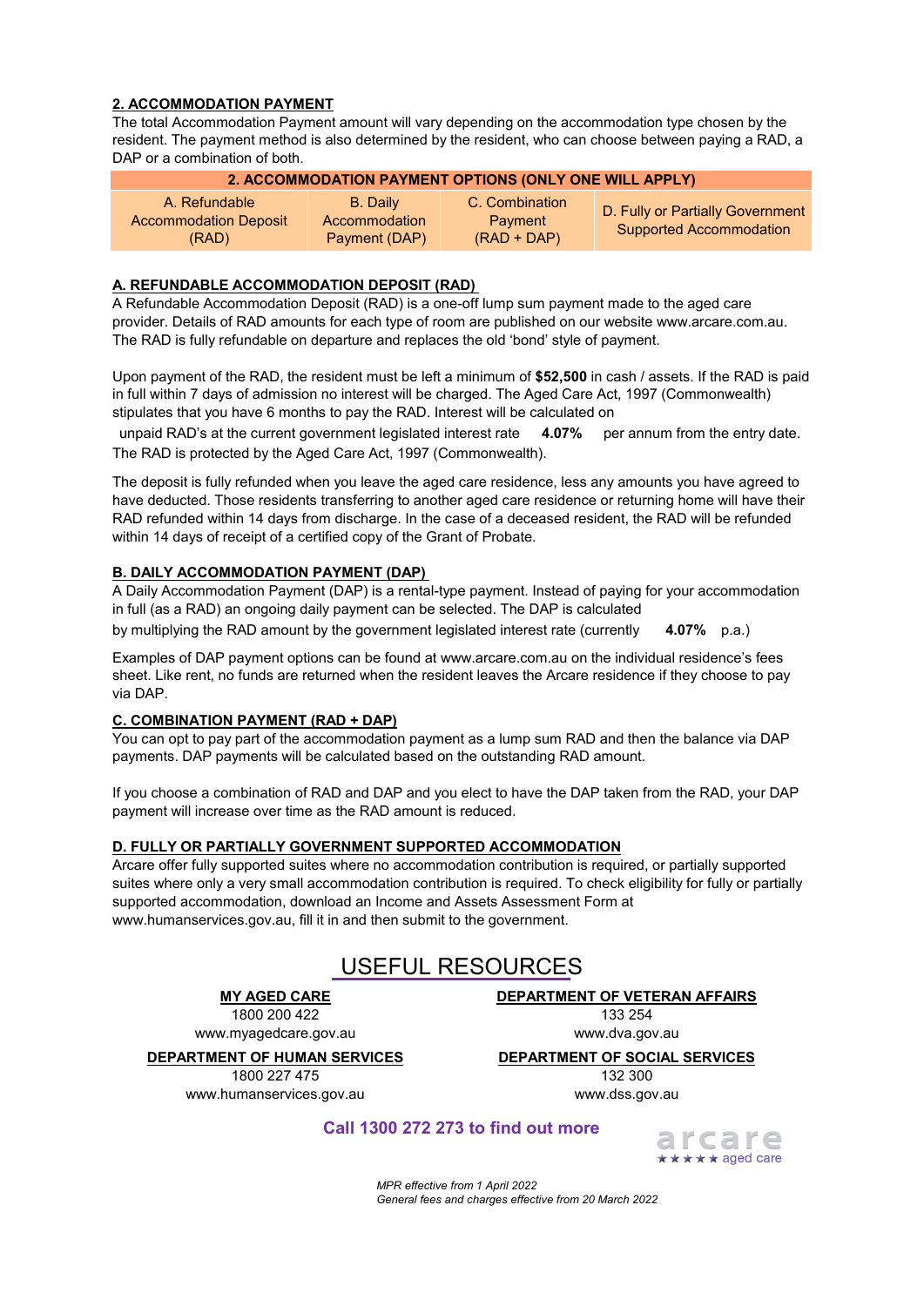## 2. ACCOMMODATION PAYMENT

The total Accommodation Payment amount will vary depending on the accommodation type chosen by the resident. The payment method is also determined by the resident, who can choose between paying a RAD, a DAP or a combination of both.

| 2. ACCOMMODATION PAYMENT OPTIONS (ONLY ONE WILL APPLY) | | | |
|---|---|---|---|
| A. Refundable Accommodation Deposit (RAD) | B. Daily Accommodation Payment (DAP) | C. Combination Payment (RAD + DAP) | D. Fully or Partially Government Supported Accommodation |

### A. REFUNDABLE ACCOMMODATION DEPOSIT (RAD)

A Refundable Accommodation Deposit (RAD) is a one-off lump sum payment made to the aged care provider. Details of RAD amounts for each type of room are published on our website www.arcare.com.au. The RAD is fully refundable on departure and replaces the old 'bond' style of payment.

Upon payment of the RAD, the resident must be left a minimum of **$52,500** in cash / assets. If the RAD is paid in full within 7 days of admission no interest will be charged. The Aged Care Act, 1997 (Commonwealth) stipulates that you have 6 months to pay the RAD. Interest will be calculated on unpaid RAD's at the current government legislated interest rate **4.07%** per annum from the entry date. The RAD is protected by the Aged Care Act, 1997 (Commonwealth).

The deposit is fully refunded when you leave the aged care residence, less any amounts you have agreed to have deducted. Those residents transferring to another aged care residence or returning home will have their RAD refunded within 14 days from discharge. In the case of a deceased resident, the RAD will be refunded within 14 days of receipt of a certified copy of the Grant of Probate.

### B. DAILY ACCOMMODATION PAYMENT (DAP)

A Daily Accommodation Payment (DAP) is a rental-type payment. Instead of paying for your accommodation in full (as a RAD) an ongoing daily payment can be selected. The DAP is calculated by multiplying the RAD amount by the government legislated interest rate (currently **4.07%** p.a.)

Examples of DAP payment options can be found at www.arcare.com.au on the individual residence's fees sheet. Like rent, no funds are returned when the resident leaves the Arcare residence if they choose to pay via DAP.

### C. COMBINATION PAYMENT (RAD + DAP)

You can opt to pay part of the accommodation payment as a lump sum RAD and then the balance via DAP payments. DAP payments will be calculated based on the outstanding RAD amount.

If you choose a combination of RAD and DAP and you elect to have the DAP taken from the RAD, your DAP payment will increase over time as the RAD amount is reduced.

### D. FULLY OR PARTIALLY GOVERNMENT SUPPORTED ACCOMMODATION

Arcare offer fully supported suites where no accommodation contribution is required, or partially supported suites where only a very small accommodation contribution is required. To check eligibility for fully or partially supported accommodation, download an Income and Assets Assessment Form at www.humanservices.gov.au, fill it in and then submit to the government.

## USEFUL RESOURCES

**MY AGED CARE**
1800 200 422
www.myagedcare.gov.au

**DEPARTMENT OF VETERAN AFFAIRS**
133 254
www.dva.gov.au

**DEPARTMENT OF HUMAN SERVICES**
1800 227 475
www.humanservices.gov.au

**DEPARTMENT OF SOCIAL SERVICES**
132 300
www.dss.gov.au

**Call 1300 272 273 to find out more**

arcare ★★★★★ aged care

*MPR effective from 1 April 2022*
*General fees and charges effective from 20 March 2022*